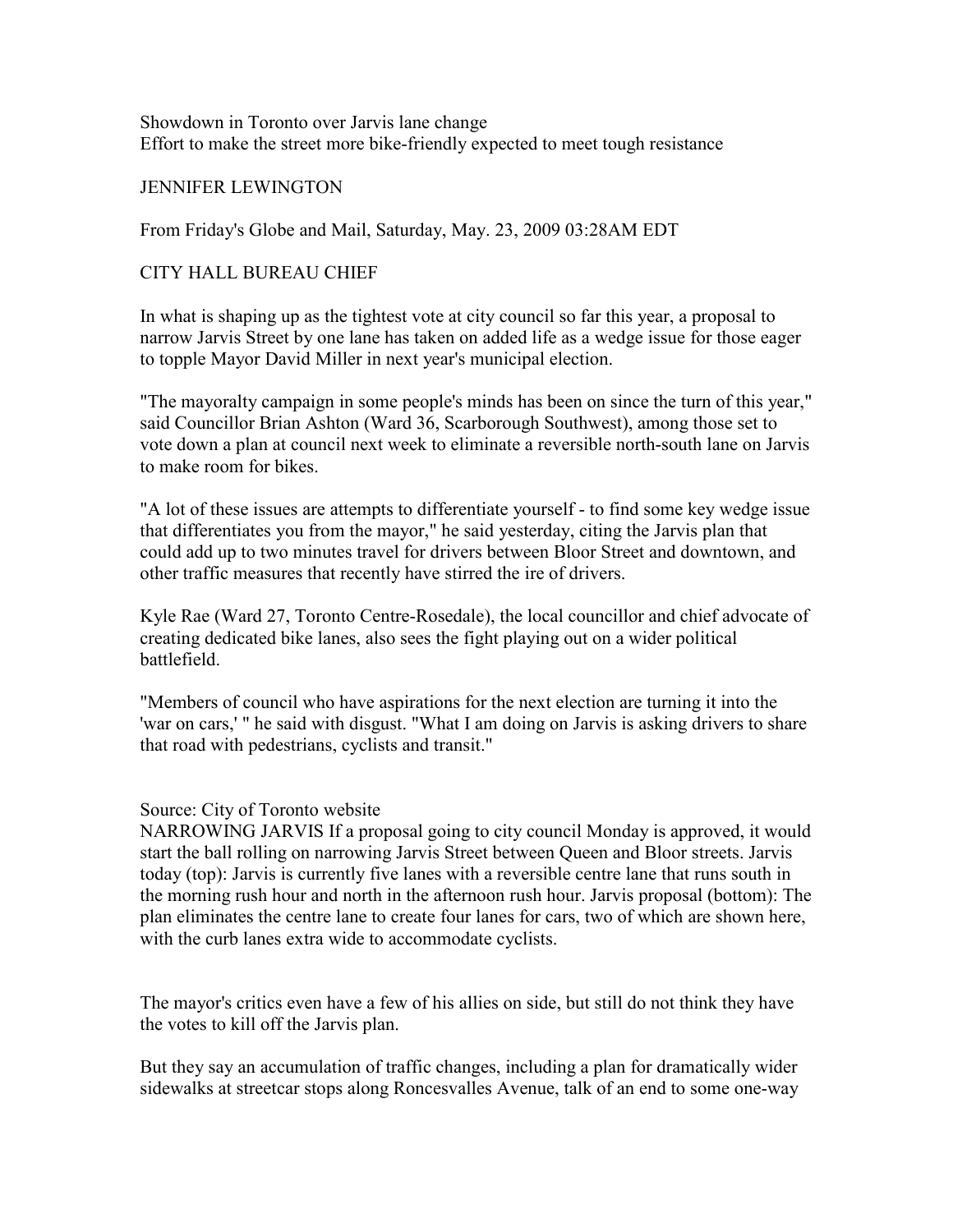# Showdown in Toronto over Jarvis lane change

## Effort to make the street more bike-friendly expected to meet tough resistance

JENNIFER LEWINGTON

From Friday's Globe and Mail, Saturday, May. 23, 2009 03:28AM EDT

CITY HALL BUREAU CHIEF

In what is shaping up as the tightest vote at city council so far this year, a proposal to narrow Jarvis Street by one lane has taken on added life as a wedge issue for those eager to topple Mayor David Miller in next year's municipal election.

"The mayoralty campaign in some people's minds has been on since the turn of this year," said Councillor Brian Ashton (Ward 36, Scarborough Southwest), among those set to vote down a plan at council next week to eliminate a reversible north-south lane on Jarvis to make room for bikes.

"A lot of these issues are attempts to differentiate yourself - to find some key wedge issue that differentiates you from the mayor," he said yesterday, citing the Jarvis plan that could add up to two minutes travel for drivers between Bloor Street and downtown, and other traffic measures that recently have stirred the ire of drivers.

Kyle Rae (Ward 27, Toronto Centre-Rosedale), the local councillor and chief advocate of creating dedicated bike lanes, also sees the fight playing out on a wider political battlefield.

"Members of council who have aspirations for the next election are turning it into the 'war on cars,' " he said with disgust. "What I am doing on Jarvis is asking drivers to share that road with pedestrians, cyclists and transit."

Source: City of Toronto website
NARROWING JARVIS If a proposal going to city council Monday is approved, it would start the ball rolling on narrowing Jarvis Street between Queen and Bloor streets. Jarvis today (top): Jarvis is currently five lanes with a reversible centre lane that runs south in the morning rush hour and north in the afternoon rush hour. Jarvis proposal (bottom): The plan eliminates the centre lane to create four lanes for cars, two of which are shown here, with the curb lanes extra wide to accommodate cyclists.

The mayor's critics even have a few of his allies on side, but still do not think they have the votes to kill off the Jarvis plan.

But they say an accumulation of traffic changes, including a plan for dramatically wider sidewalks at streetcar stops along Roncesvalles Avenue, talk of an end to some one-way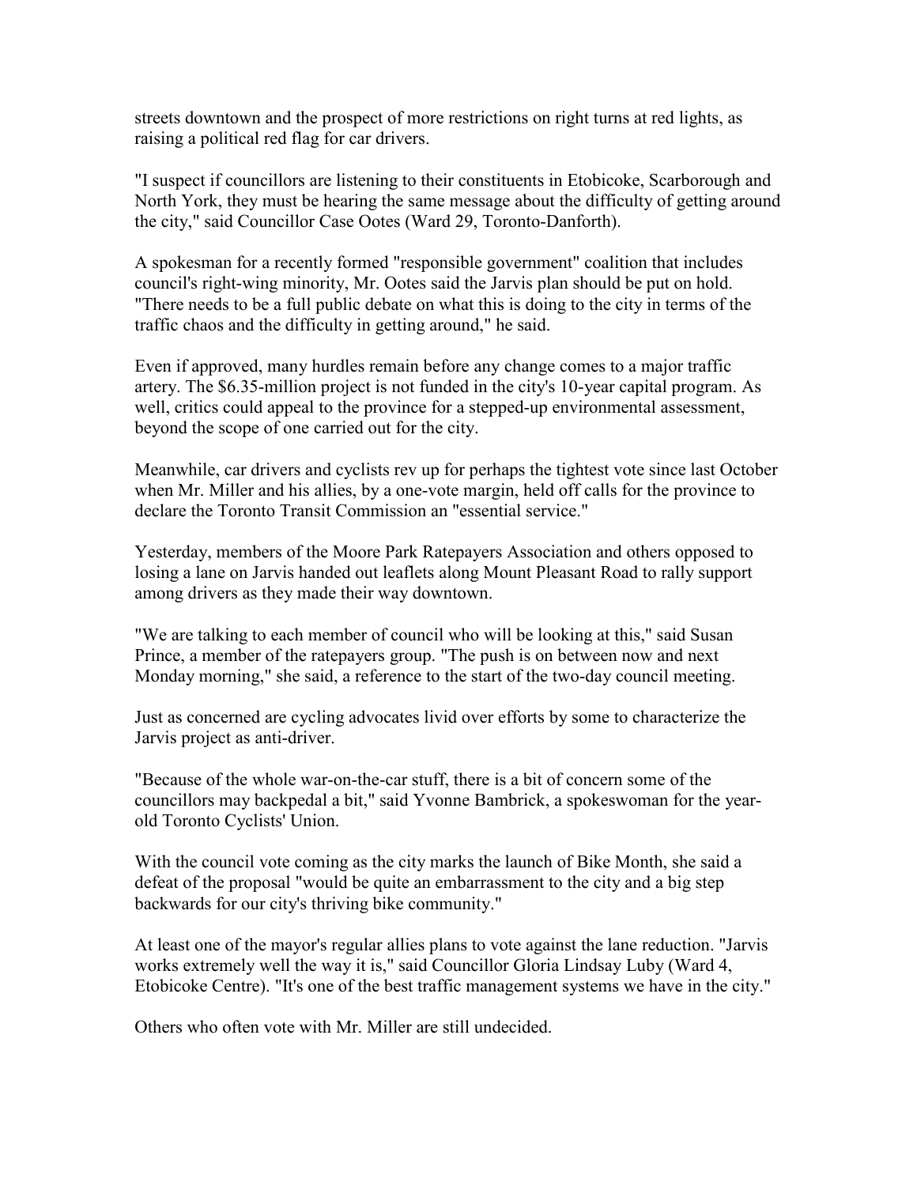streets downtown and the prospect of more restrictions on right turns at red lights, as raising a political red flag for car drivers.

"I suspect if councillors are listening to their constituents in Etobicoke, Scarborough and North York, they must be hearing the same message about the difficulty of getting around the city," said Councillor Case Ootes (Ward 29, Toronto-Danforth).

A spokesman for a recently formed "responsible government" coalition that includes council's right-wing minority, Mr. Ootes said the Jarvis plan should be put on hold. "There needs to be a full public debate on what this is doing to the city in terms of the traffic chaos and the difficulty in getting around," he said.

Even if approved, many hurdles remain before any change comes to a major traffic artery. The $6.35-million project is not funded in the city's 10-year capital program. As well, critics could appeal to the province for a stepped-up environmental assessment, beyond the scope of one carried out for the city.

Meanwhile, car drivers and cyclists rev up for perhaps the tightest vote since last October when Mr. Miller and his allies, by a one-vote margin, held off calls for the province to declare the Toronto Transit Commission an "essential service."

Yesterday, members of the Moore Park Ratepayers Association and others opposed to losing a lane on Jarvis handed out leaflets along Mount Pleasant Road to rally support among drivers as they made their way downtown.

"We are talking to each member of council who will be looking at this," said Susan Prince, a member of the ratepayers group. "The push is on between now and next Monday morning," she said, a reference to the start of the two-day council meeting.

Just as concerned are cycling advocates livid over efforts by some to characterize the Jarvis project as anti-driver.

"Because of the whole war-on-the-car stuff, there is a bit of concern some of the councillors may backpedal a bit," said Yvonne Bambrick, a spokeswoman for the year-old Toronto Cyclists' Union.

With the council vote coming as the city marks the launch of Bike Month, she said a defeat of the proposal "would be quite an embarrassment to the city and a big step backwards for our city's thriving bike community."

At least one of the mayor's regular allies plans to vote against the lane reduction. "Jarvis works extremely well the way it is," said Councillor Gloria Lindsay Luby (Ward 4, Etobicoke Centre). "It's one of the best traffic management systems we have in the city."

Others who often vote with Mr. Miller are still undecided.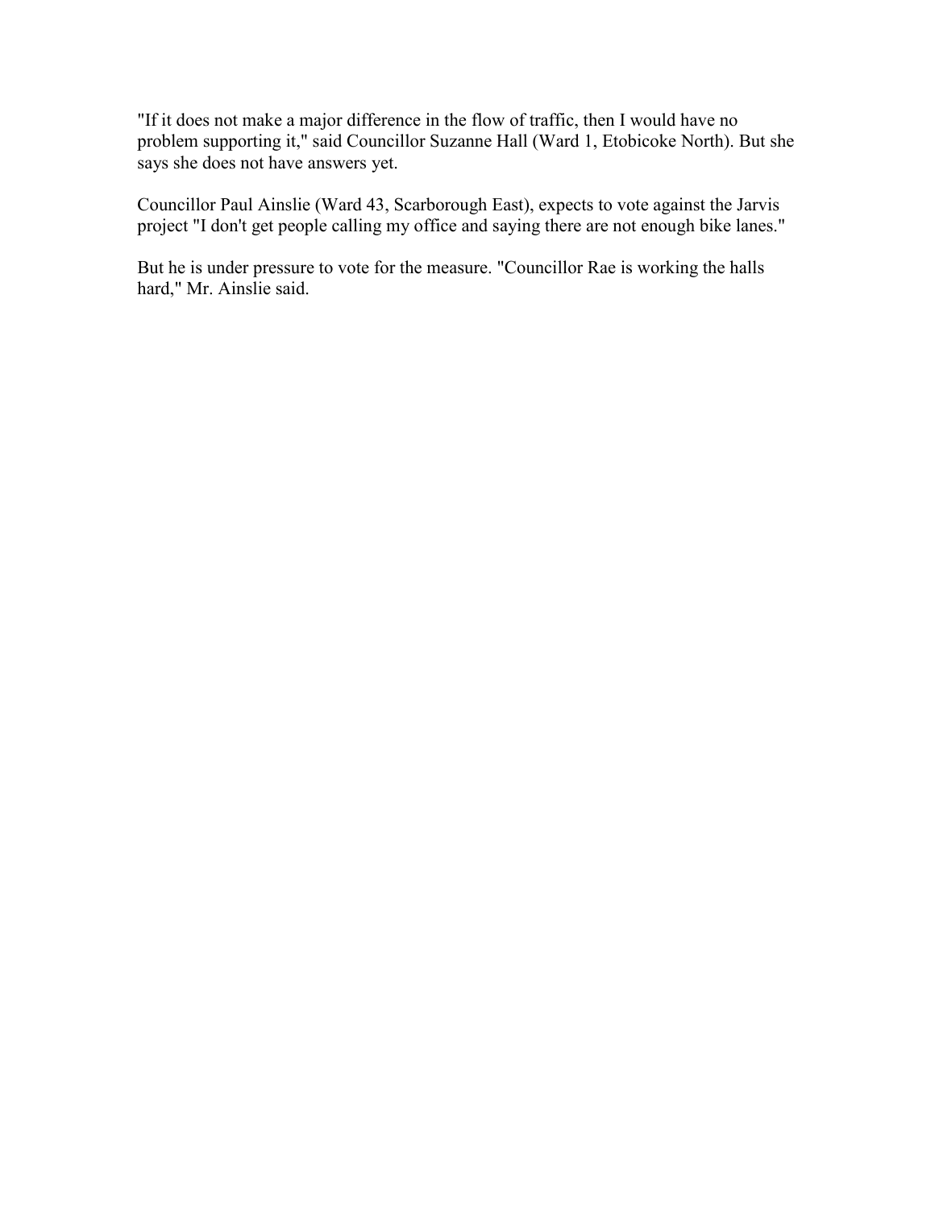"If it does not make a major difference in the flow of traffic, then I would have no problem supporting it," said Councillor Suzanne Hall (Ward 1, Etobicoke North). But she says she does not have answers yet.

Councillor Paul Ainslie (Ward 43, Scarborough East), expects to vote against the Jarvis project "I don't get people calling my office and saying there are not enough bike lanes."

But he is under pressure to vote for the measure. "Councillor Rae is working the halls hard," Mr. Ainslie said.